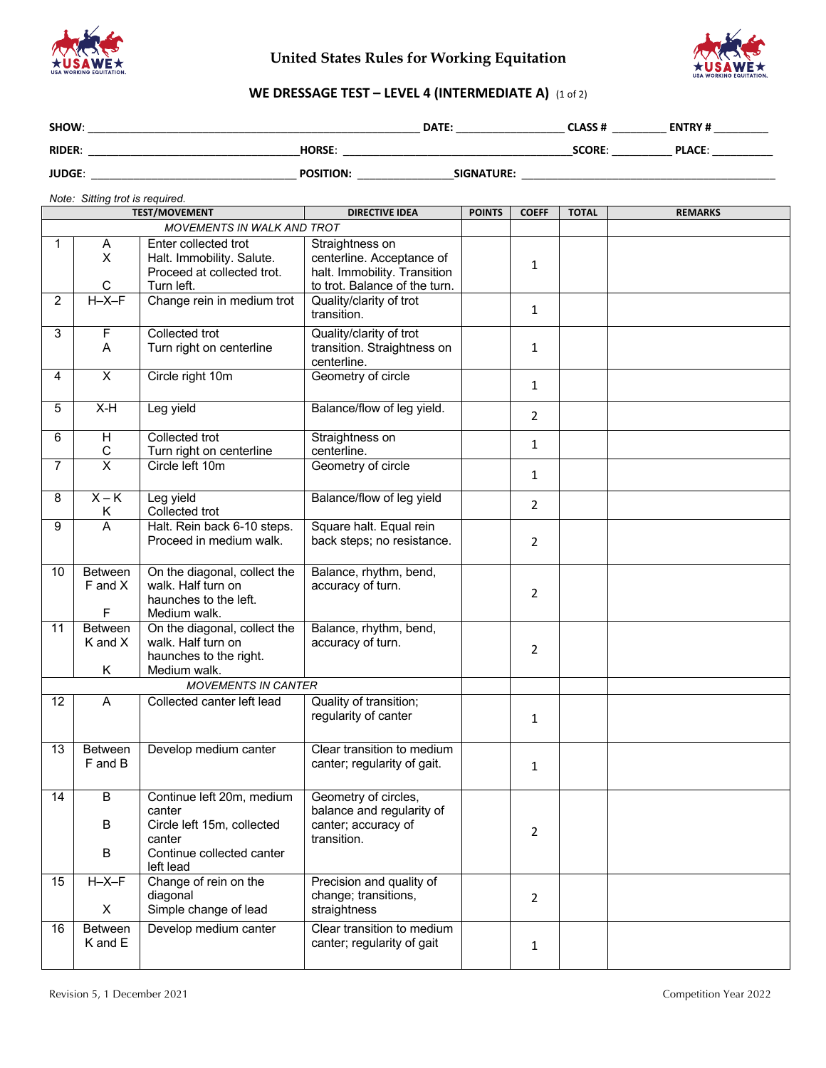# United States Rules for Working Equitation

## WE DRESSAGE TEST – LEVEL 4 (INTERMEDIATE A) (1 of 2)

**SHOW**: ______________________ **DATE**: __________ **CLASS #** ______ **ENTRY #** ______

**RIDER**: ______________________ **HORSE**: ______________________ **SCORE**: ______ **PLACE**: ______

**JUDGE**: ______________________ **POSITION**: __________ **SIGNATURE**: ______________________

*Note: Sitting trot is required.*

| TEST/MOVEMENT | | | DIRECTIVE IDEA | POINTS | COEFF | TOTAL | REMARKS |
|---|---|---|---|---|---|---|---|
| *MOVEMENTS IN WALK AND TROT* | | | | | | | |
| 1 | A<br>X<br><br>C | Enter collected trot<br>Halt. Immobility. Salute.<br>Proceed at collected trot.<br>Turn left. | Straightness on centerline. Acceptance of halt. Immobility. Transition to trot. Balance of the turn. | | 1 | | |
| 2 | H–X–F | Change rein in medium trot | Quality/clarity of trot transition. | | 1 | | |
| 3 | F<br>A | Collected trot<br>Turn right on centerline | Quality/clarity of trot transition. Straightness on centerline. | | 1 | | |
| 4 | X | Circle right 10m | Geometry of circle | | 1 | | |
| 5 | X-H | Leg yield | Balance/flow of leg yield. | | 2 | | |
| 6 | H<br>C | Collected trot<br>Turn right on centerline | Straightness on centerline. | | 1 | | |
| 7 | X | Circle left 10m | Geometry of circle | | 1 | | |
| 8 | X – K<br>K | Leg yield<br>Collected trot | Balance/flow of leg yield | | 2 | | |
| 9 | A | Halt. Rein back 6-10 steps. Proceed in medium walk. | Square halt. Equal rein back steps; no resistance. | | 2 | | |
| 10 | Between F and X<br><br>F | On the diagonal, collect the walk. Half turn on haunches to the left.<br>Medium walk. | Balance, rhythm, bend, accuracy of turn. | | 2 | | |
| 11 | Between K and X<br><br>K | On the diagonal, collect the walk. Half turn on haunches to the right.<br>Medium walk. | Balance, rhythm, bend, accuracy of turn. | | 2 | | |
| *MOVEMENTS IN CANTER* | | | | | | | |
| 12 | A | Collected canter left lead | Quality of transition; regularity of canter | | 1 | | |
| 13 | Between F and B | Develop medium canter | Clear transition to medium canter; regularity of gait. | | 1 | | |
| 14 | B<br><br>B<br><br>B | Continue left 20m, medium canter<br>Circle left 15m, collected canter<br>Continue collected canter left lead | Geometry of circles, balance and regularity of canter; accuracy of transition. | | 2 | | |
| 15 | H–X–F<br><br>X | Change of rein on the diagonal<br>Simple change of lead | Precision and quality of change; transitions, straightness | | 2 | | |
| 16 | Between K and E | Develop medium canter | Clear transition to medium canter; regularity of gait | | 1 | | |

Revision 5, 1 December 2021 Competition Year 2022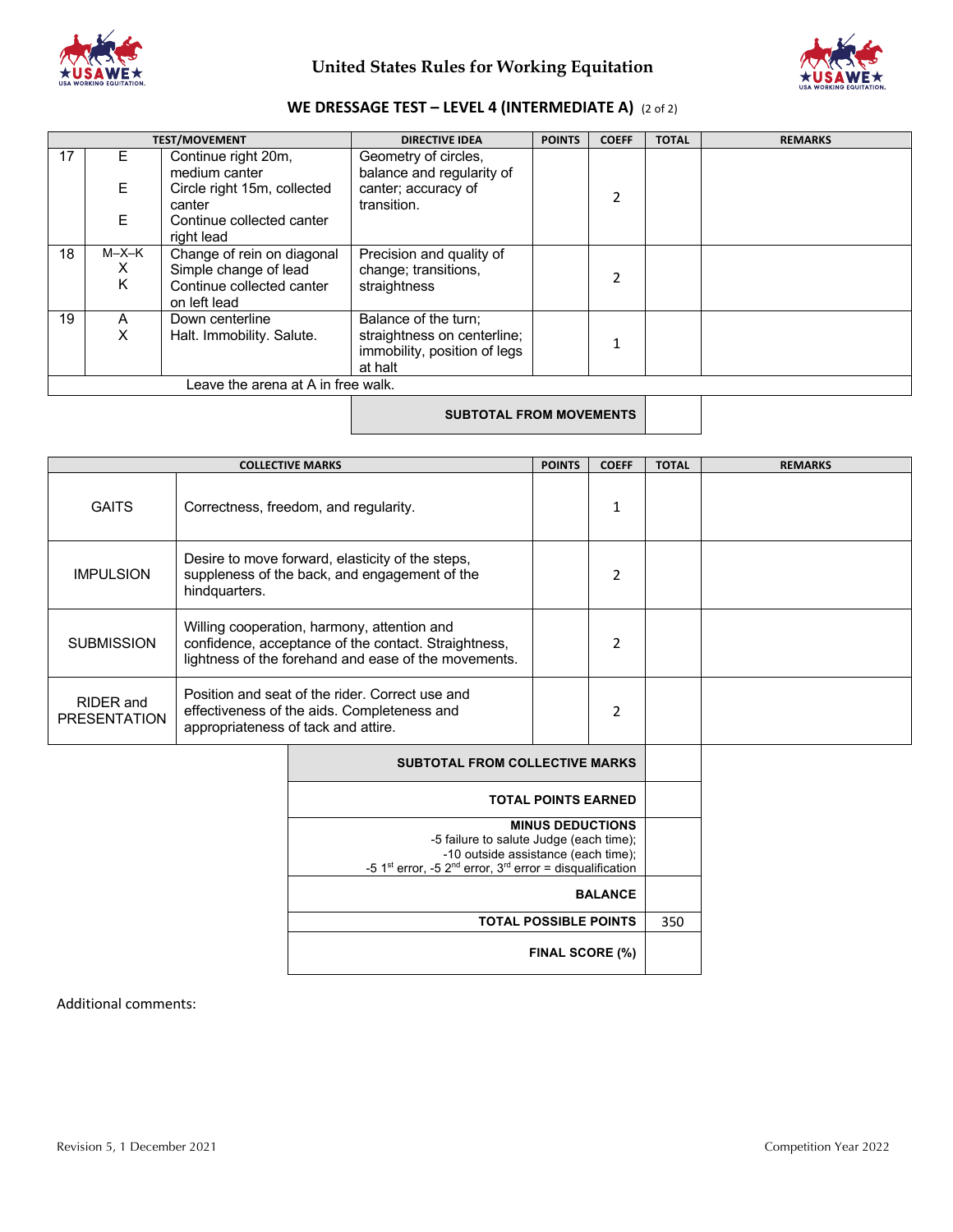# United States Rules for Working Equitation

## WE DRESSAGE TEST – LEVEL 4 (INTERMEDIATE A) (2 of 2)

| TEST/MOVEMENT | | | DIRECTIVE IDEA | POINTS | COEFF | TOTAL | REMARKS |
|---|---|---|---|---|---|---|---|
| 17 | E<br>E<br>E | Continue right 20m, medium canter<br>Circle right 15m, collected canter<br>Continue collected canter right lead | Geometry of circles, balance and regularity of canter; accuracy of transition. | | 2 | | |
| 18 | M–X–K<br>X<br>K | Change of rein on diagonal<br>Simple change of lead<br>Continue collected canter on left lead | Precision and quality of change; transitions, straightness | | 2 | | |
| 19 | A<br>X | Down centerline<br>Halt. Immobility. Salute. | Balance of the turn; straightness on centerline; immobility, position of legs at halt | | 1 | | |
| Leave the arena at A in free walk. | | | | | | | |
| | | | **SUBTOTAL FROM MOVEMENTS** | | | | |

| COLLECTIVE MARKS | | POINTS | COEFF | TOTAL | REMARKS |
|---|---|---|---|---|---|
| GAITS | Correctness, freedom, and regularity. | | 1 | | |
| IMPULSION | Desire to move forward, elasticity of the steps, suppleness of the back, and engagement of the hindquarters. | | 2 | | |
| SUBMISSION | Willing cooperation, harmony, attention and confidence, acceptance of the contact. Straightness, lightness of the forehand and ease of the movements. | | 2 | | |
| RIDER and PRESENTATION | Position and seat of the rider. Correct use and effectiveness of the aids. Completeness and appropriateness of tack and attire. | | 2 | | |

| | |
|---|---|
| **SUBTOTAL FROM COLLECTIVE MARKS** | |
| **TOTAL POINTS EARNED** | |
| **MINUS DEDUCTIONS**<br>-5 failure to salute Judge (each time);<br>-10 outside assistance (each time);<br>-5 1st error, -5 2nd error, 3rd error = disqualification | |
| **BALANCE** | |
| **TOTAL POSSIBLE POINTS** | 350 |
| **FINAL SCORE (%)** | |

Additional comments:

Revision 5, 1 December 2021

Competition Year 2022